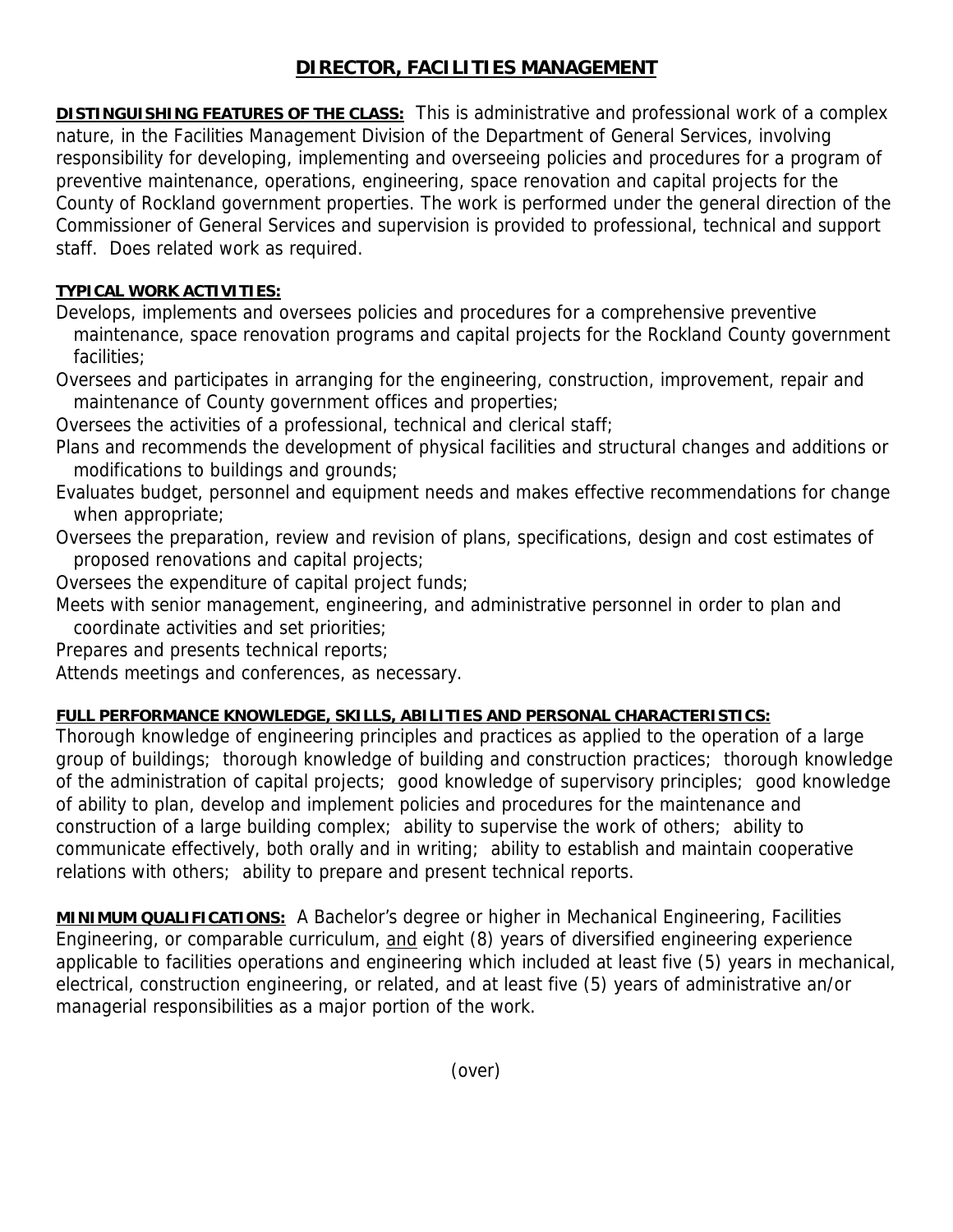# DIRECTOR, FACILITIES MANAGEMENT

**DISTINGUISHING FEATURES OF THE CLASS:** This is administrative and professional work of a complex nature, in the Facilities Management Division of the Department of General Services, involving responsibility for developing, implementing and overseeing policies and procedures for a program of preventive maintenance, operations, engineering, space renovation and capital projects for the County of Rockland government properties. The work is performed under the general direction of the Commissioner of General Services and supervision is provided to professional, technical and support staff. Does related work as required.

**TYPICAL WORK ACTIVITIES:**

Develops, implements and oversees policies and procedures for a comprehensive preventive maintenance, space renovation programs and capital projects for the Rockland County government facilities;

Oversees and participates in arranging for the engineering, construction, improvement, repair and maintenance of County government offices and properties;

Oversees the activities of a professional, technical and clerical staff;

Plans and recommends the development of physical facilities and structural changes and additions or modifications to buildings and grounds;

Evaluates budget, personnel and equipment needs and makes effective recommendations for change when appropriate;

Oversees the preparation, review and revision of plans, specifications, design and cost estimates of proposed renovations and capital projects;

Oversees the expenditure of capital project funds;

Meets with senior management, engineering, and administrative personnel in order to plan and coordinate activities and set priorities;

Prepares and presents technical reports;

Attends meetings and conferences, as necessary.

**FULL PERFORMANCE KNOWLEDGE, SKILLS, ABILITIES AND PERSONAL CHARACTERISTICS:**

Thorough knowledge of engineering principles and practices as applied to the operation of a large group of buildings; thorough knowledge of building and construction practices; thorough knowledge of the administration of capital projects; good knowledge of supervisory principles; good knowledge of ability to plan, develop and implement policies and procedures for the maintenance and construction of a large building complex; ability to supervise the work of others; ability to communicate effectively, both orally and in writing; ability to establish and maintain cooperative relations with others; ability to prepare and present technical reports.

**MINIMUM QUALIFICATIONS:** A Bachelor's degree or higher in Mechanical Engineering, Facilities Engineering, or comparable curriculum, and eight (8) years of diversified engineering experience applicable to facilities operations and engineering which included at least five (5) years in mechanical, electrical, construction engineering, or related, and at least five (5) years of administrative an/or managerial responsibilities as a major portion of the work.

(over)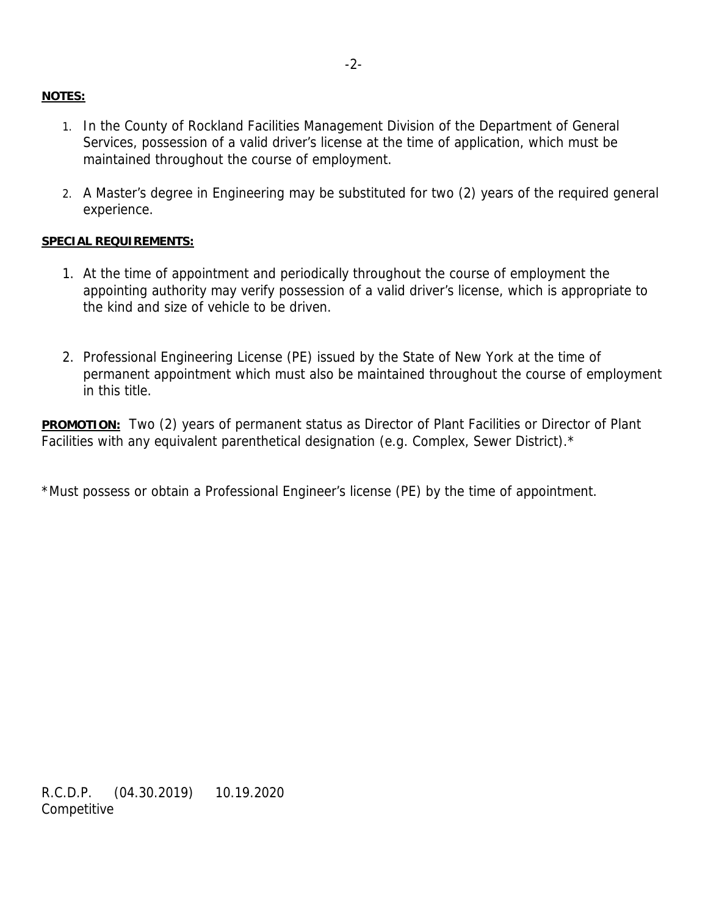**NOTES:**

1. In the County of Rockland Facilities Management Division of the Department of General Services, possession of a valid driver's license at the time of application, which must be maintained throughout the course of employment.

2. A Master's degree in Engineering may be substituted for two (2) years of the required general experience.

**SPECIAL REQUIREMENTS:**

1. At the time of appointment and periodically throughout the course of employment the appointing authority may verify possession of a valid driver's license, which is appropriate to the kind and size of vehicle to be driven.

2. Professional Engineering License (PE) issued by the State of New York at the time of permanent appointment which must also be maintained throughout the course of employment in this title.

**PROMOTION:** Two (2) years of permanent status as Director of Plant Facilities or Director of Plant Facilities with any equivalent parenthetical designation (e.g. Complex, Sewer District).*

*Must possess or obtain a Professional Engineer's license (PE) by the time of appointment.

R.C.D.P. (04.30.2019) 10.19.2020
Competitive